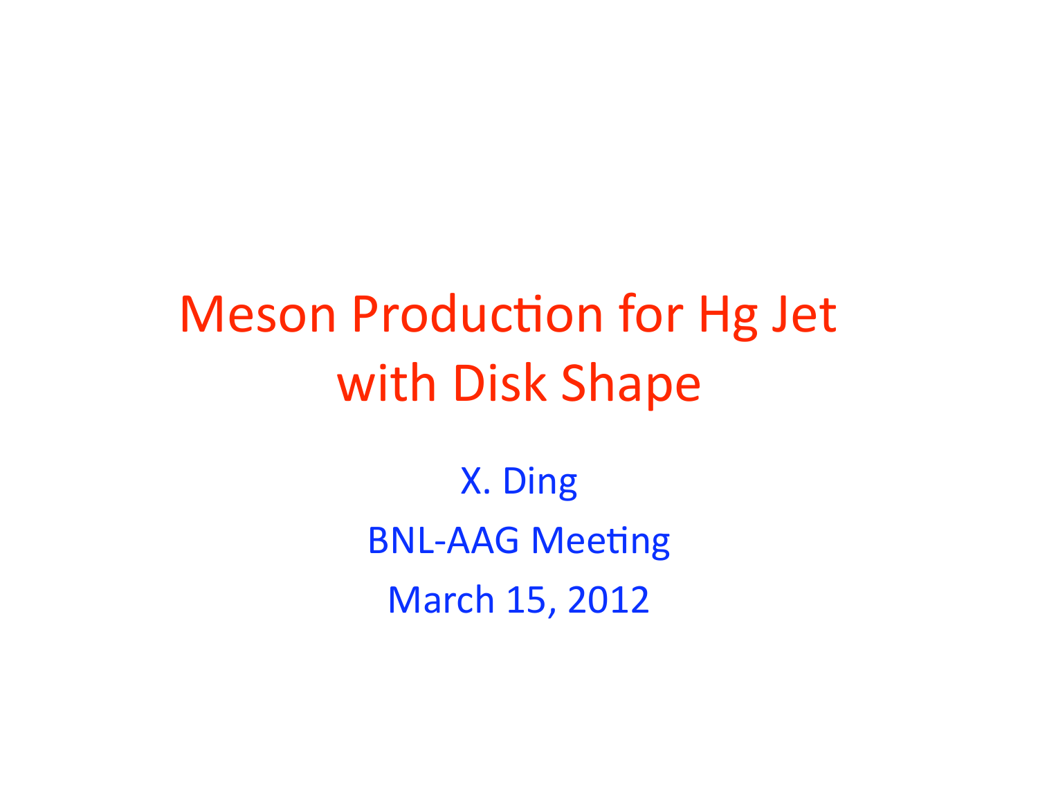# Meson Production for Hg Jet with Disk Shape

X. Ding

BNL-AAG Meeting

March 15, 2012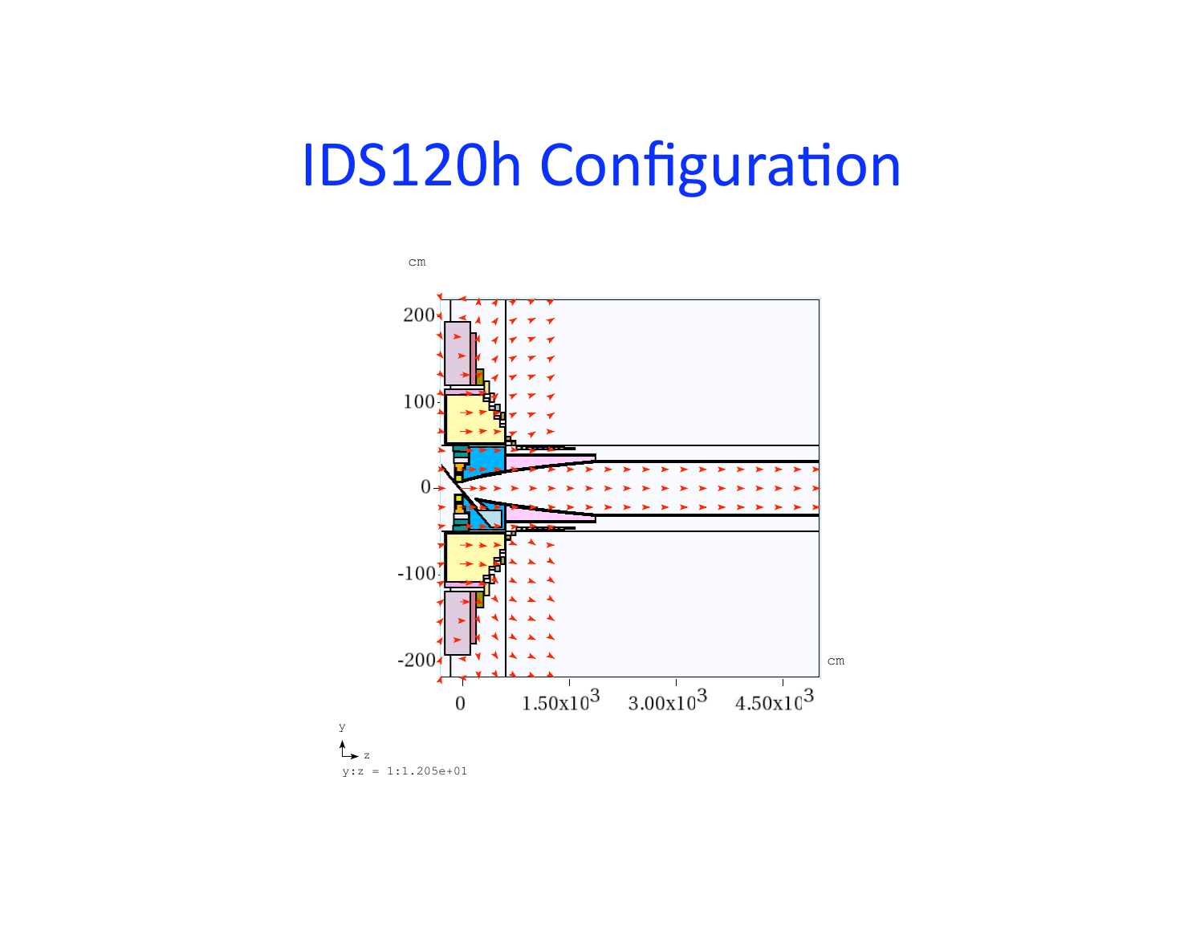# IDS120h Configuration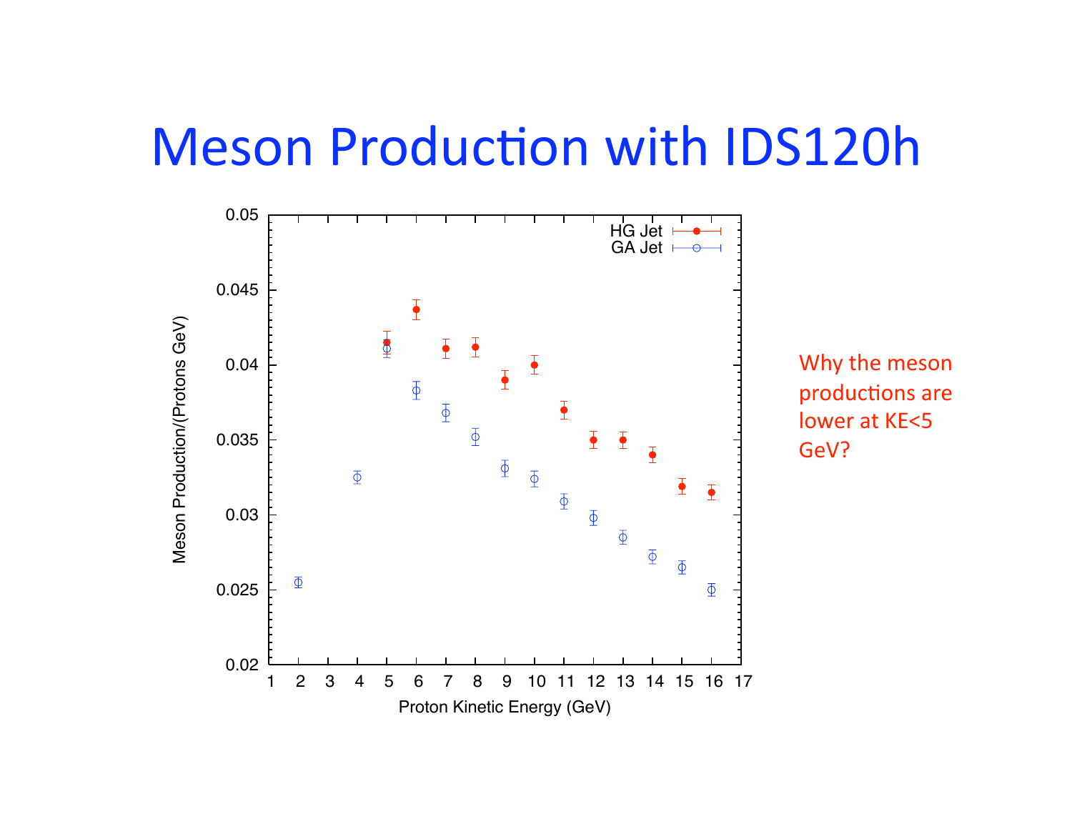# Meson Production with IDS120h

Why the meson productions are lower at KE<5 GeV?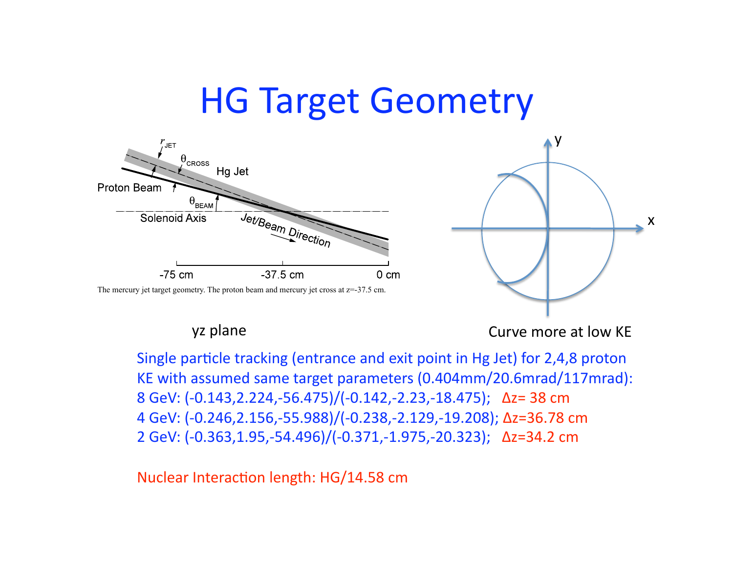# HG Target Geometry

The mercury jet target geometry. The proton beam and mercury jet cross at z=-37.5 cm.

yz plane

Curve more at low KE

Single particle tracking (entrance and exit point in Hg Jet) for 2,4,8 proton KE with assumed same target parameters (0.404mm/20.6mrad/117mrad):

8 GeV: (-0.143,2.224,-56.475)/(-0.142,-2.23,-18.475); $\Delta z$= 38 cm

4 GeV: (-0.246,2.156,-55.988)/(-0.238,-2.129,-19.208); $\Delta z$=36.78 cm

2 GeV: (-0.363,1.95,-54.496)/(-0.371,-1.975,-20.323); $\Delta z$=34.2 cm

Nuclear Interaction length: HG/14.58 cm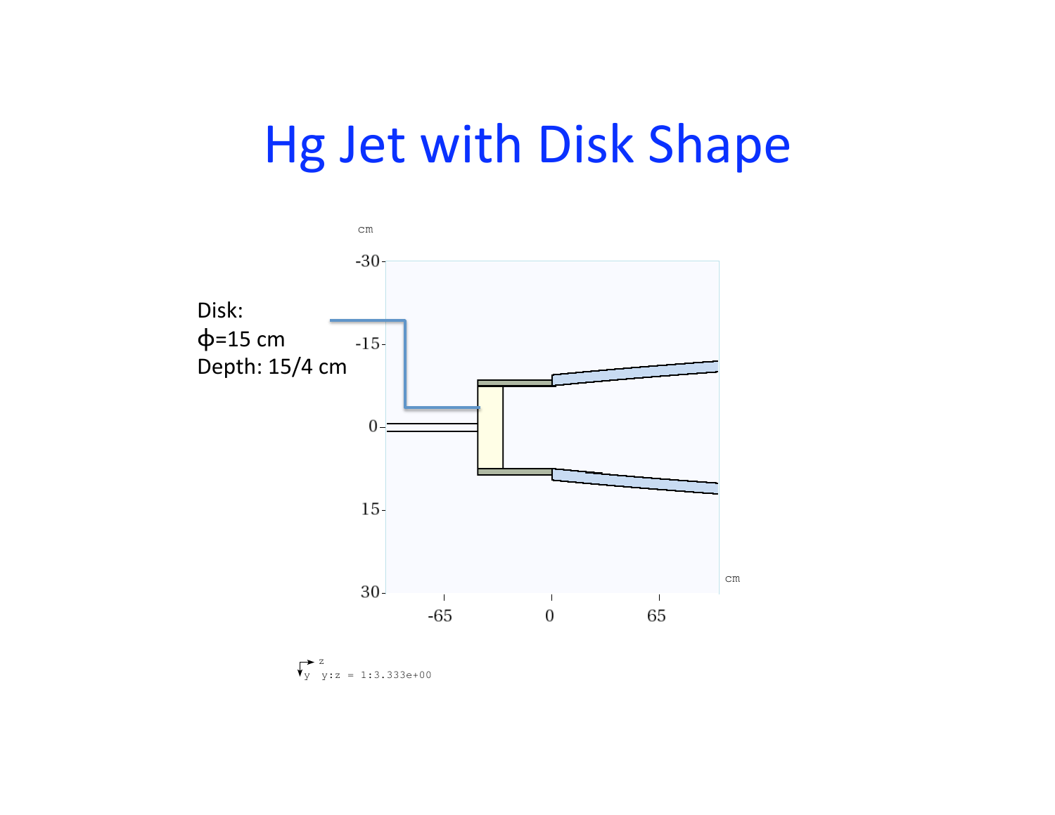# Hg Jet with Disk Shape

Disk:
ϕ=15 cm
Depth: 15/4 cm

cm

-30

-15

0

15

30

-65 0 65

cm

z
y y:z = 1:3.333e+00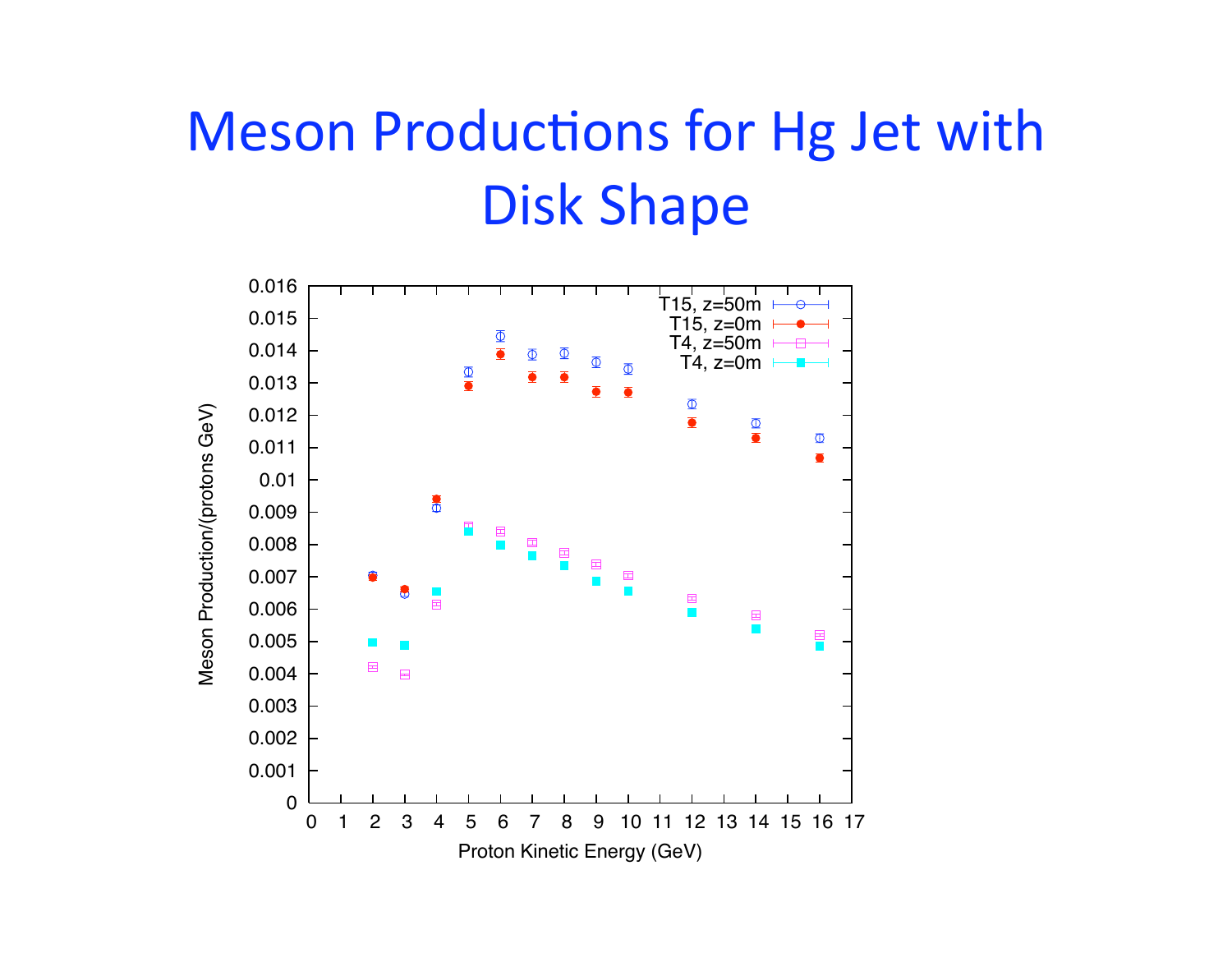# Meson Productions for Hg Jet with Disk Shape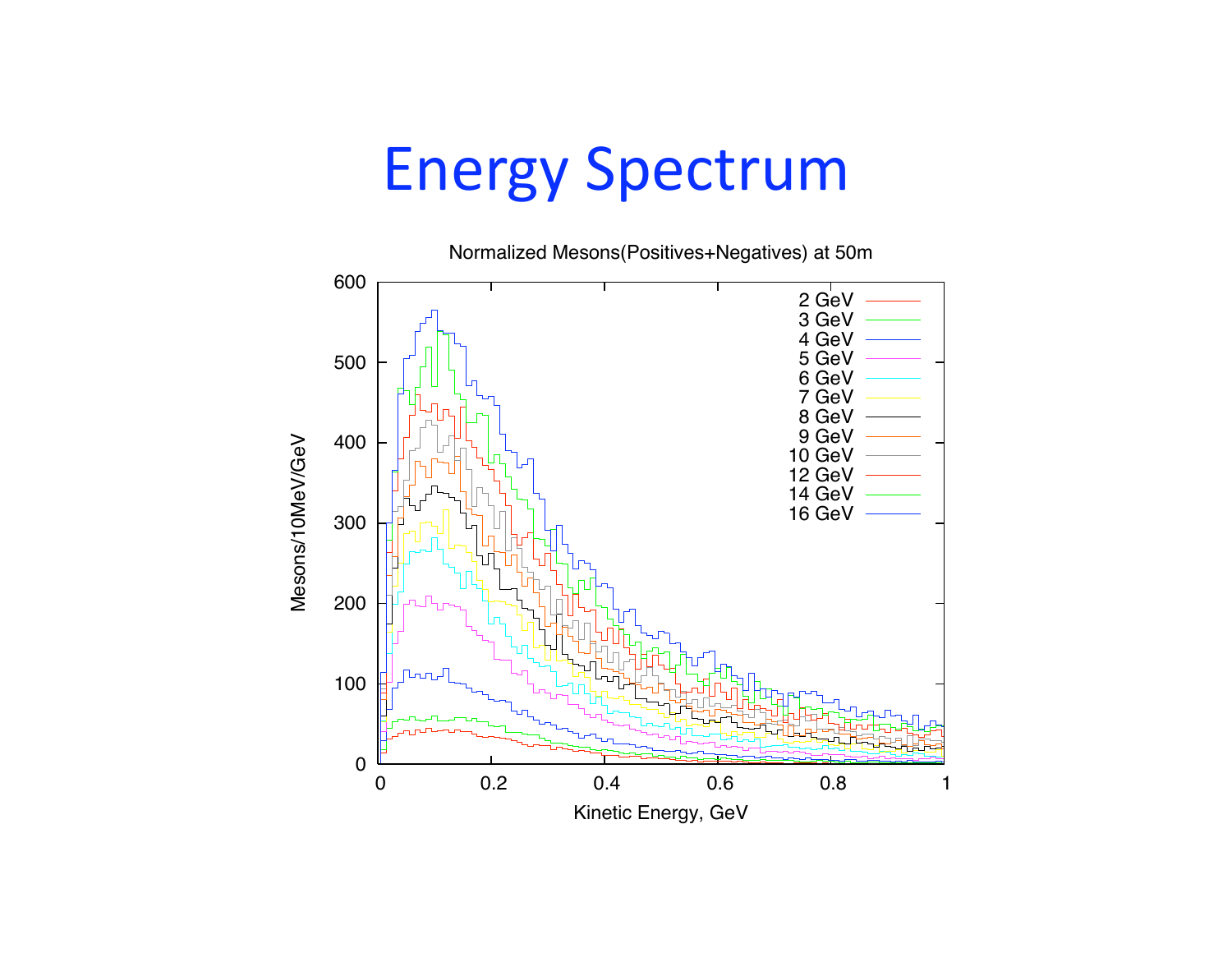# Energy Spectrum

Normalized Mesons(Positives+Negatives) at 50m

Mesons/10MeV/GeV

0
100
200
300
400
500
600

0
0.2
0.4
0.6
0.8
1

Kinetic Energy, GeV

2 GeV
3 GeV
4 GeV
5 GeV
6 GeV
7 GeV
8 GeV
9 GeV
10 GeV
12 GeV
14 GeV
16 GeV